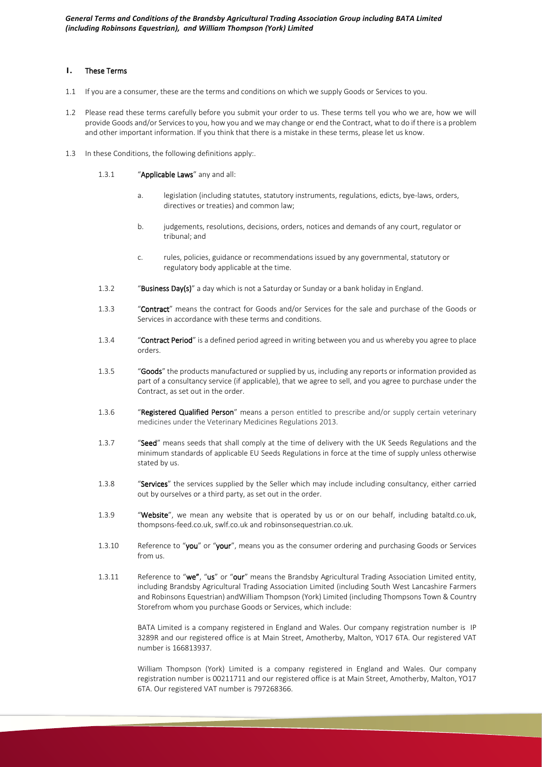*General Terms and Conditions of the Brandsby Agricultural Trading Association Group including BATA Limited (including Robinsons Equestrian), and William Thompson (York) Limited*

## 1. These Terms

1.1 If you are a consumer, these are the terms and conditions on which we supply Goods or Services to you.

1.2 Please read these terms carefully before you submit your order to us. These terms tell you who we are, how we will provide Goods and/or Services to you, how you and we may change or end the Contract, what to do if there is a problem and other important information. If you think that there is a mistake in these terms, please let us know.

1.3 In these Conditions, the following definitions apply:.

1.3.1 "**Applicable Laws**" any and all:

a. legislation (including statutes, statutory instruments, regulations, edicts, bye-laws, orders, directives or treaties) and common law;

b. judgements, resolutions, decisions, orders, notices and demands of any court, regulator or tribunal; and

c. rules, policies, guidance or recommendations issued by any governmental, statutory or regulatory body applicable at the time.

1.3.2 "**Business Day(s)**" a day which is not a Saturday or Sunday or a bank holiday in England.

1.3.3 "**Contract**" means the contract for Goods and/or Services for the sale and purchase of the Goods or Services in accordance with these terms and conditions.

1.3.4 "**Contract Period**" is a defined period agreed in writing between you and us whereby you agree to place orders.

1.3.5 "**Goods**" the products manufactured or supplied by us, including any reports or information provided as part of a consultancy service (if applicable), that we agree to sell, and you agree to purchase under the Contract, as set out in the order.

1.3.6 "**Registered Qualified Person**" means a person entitled to prescribe and/or supply certain veterinary medicines under the Veterinary Medicines Regulations 2013.

1.3.7 "**Seed**" means seeds that shall comply at the time of delivery with the UK Seeds Regulations and the minimum standards of applicable EU Seeds Regulations in force at the time of supply unless otherwise stated by us.

1.3.8 "**Services**" the services supplied by the Seller which may include including consultancy, either carried out by ourselves or a third party, as set out in the order.

1.3.9 "**Website**", we mean any website that is operated by us or on our behalf, including bataltd.co.uk, thompsons-feed.co.uk, swlf.co.uk and robinsonsequestrian.co.uk.

1.3.10 Reference to "**you**" or "**your**", means you as the consumer ordering and purchasing Goods or Services from us.

1.3.11 Reference to "**we**", "**us**" or "**our**" means the Brandsby Agricultural Trading Association Limited entity, including Brandsby Agricultural Trading Association Limited (including South West Lancashire Farmers and Robinsons Equestrian) andWilliam Thompson (York) Limited (including Thompsons Town & Country Storefrom whom you purchase Goods or Services, which include:

BATA Limited is a company registered in England and Wales. Our company registration number is IP 3289R and our registered office is at Main Street, Amotherby, Malton, YO17 6TA. Our registered VAT number is 166813937.

William Thompson (York) Limited is a company registered in England and Wales. Our company registration number is 00211711 and our registered office is at Main Street, Amotherby, Malton, YO17 6TA. Our registered VAT number is 797268366.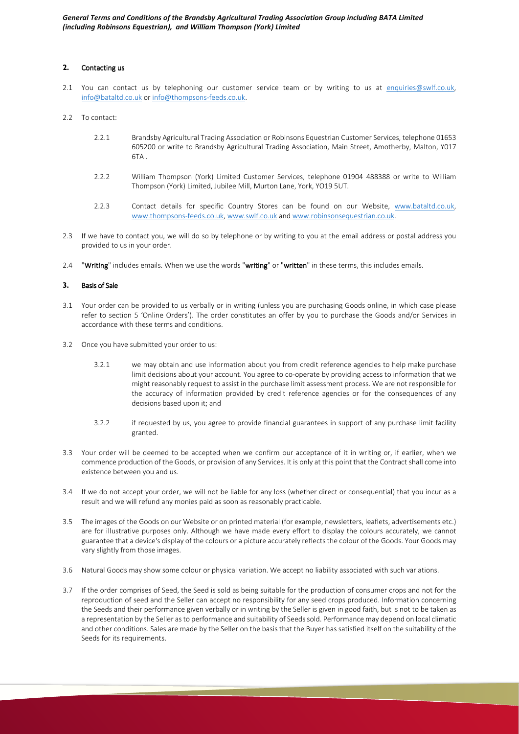## 2. Contacting us

2.1 You can contact us by telephoning our customer service team or by writing to us at enquiries@swlf.co.uk, info@bataltd.co.uk or info@thompsons-feeds.co.uk.

2.2 To contact:

2.2.1 Brandsby Agricultural Trading Association or Robinsons Equestrian Customer Services, telephone 01653 605200 or write to Brandsby Agricultural Trading Association, Main Street, Amotherby, Malton, Y017 6TA .

2.2.2 William Thompson (York) Limited Customer Services, telephone 01904 488388 or write to William Thompson (York) Limited, Jubilee Mill, Murton Lane, York, YO19 5UT.

2.2.3 Contact details for specific Country Stores can be found on our Website, www.bataltd.co.uk, www.thompsons-feeds.co.uk, www.swlf.co.uk and www.robinsonsequestrian.co.uk.

2.3 If we have to contact you, we will do so by telephone or by writing to you at the email address or postal address you provided to us in your order.

2.4 "**Writing**" includes emails. When we use the words "**writing**" or "**written**" in these terms, this includes emails.

## 3. Basis of Sale

3.1 Your order can be provided to us verbally or in writing (unless you are purchasing Goods online, in which case please refer to section 5 'Online Orders'). The order constitutes an offer by you to purchase the Goods and/or Services in accordance with these terms and conditions.

3.2 Once you have submitted your order to us:

3.2.1 we may obtain and use information about you from credit reference agencies to help make purchase limit decisions about your account. You agree to co-operate by providing access to information that we might reasonably request to assist in the purchase limit assessment process. We are not responsible for the accuracy of information provided by credit reference agencies or for the consequences of any decisions based upon it; and

3.2.2 if requested by us, you agree to provide financial guarantees in support of any purchase limit facility granted.

3.3 Your order will be deemed to be accepted when we confirm our acceptance of it in writing or, if earlier, when we commence production of the Goods, or provision of any Services. It is only at this point that the Contract shall come into existence between you and us.

3.4 If we do not accept your order, we will not be liable for any loss (whether direct or consequential) that you incur as a result and we will refund any monies paid as soon as reasonably practicable.

3.5 The images of the Goods on our Website or on printed material (for example, newsletters, leaflets, advertisements etc.) are for illustrative purposes only. Although we have made every effort to display the colours accurately, we cannot guarantee that a device's display of the colours or a picture accurately reflects the colour of the Goods. Your Goods may vary slightly from those images.

3.6 Natural Goods may show some colour or physical variation. We accept no liability associated with such variations.

3.7 If the order comprises of Seed, the Seed is sold as being suitable for the production of consumer crops and not for the reproduction of seed and the Seller can accept no responsibility for any seed crops produced. Information concerning the Seeds and their performance given verbally or in writing by the Seller is given in good faith, but is not to be taken as a representation by the Seller as to performance and suitability of Seeds sold. Performance may depend on local climatic and other conditions. Sales are made by the Seller on the basis that the Buyer has satisfied itself on the suitability of the Seeds for its requirements.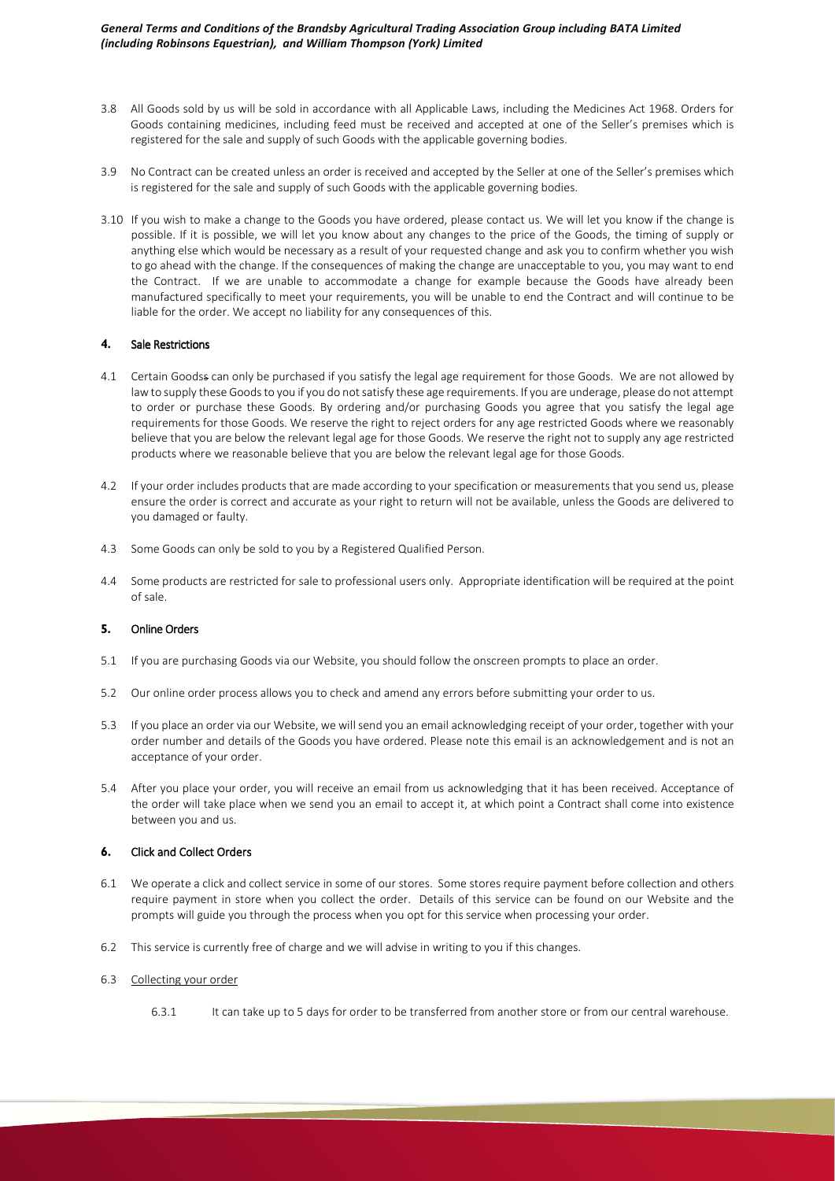3.8 All Goods sold by us will be sold in accordance with all Applicable Laws, including the Medicines Act 1968. Orders for Goods containing medicines, including feed must be received and accepted at one of the Seller's premises which is registered for the sale and supply of such Goods with the applicable governing bodies.

3.9 No Contract can be created unless an order is received and accepted by the Seller at one of the Seller's premises which is registered for the sale and supply of such Goods with the applicable governing bodies.

3.10 If you wish to make a change to the Goods you have ordered, please contact us. We will let you know if the change is possible. If it is possible, we will let you know about any changes to the price of the Goods, the timing of supply or anything else which would be necessary as a result of your requested change and ask you to confirm whether you wish to go ahead with the change. If the consequences of making the change are unacceptable to you, you may want to end the Contract. If we are unable to accommodate a change for example because the Goods have already been manufactured specifically to meet your requirements, you will be unable to end the Contract and will continue to be liable for the order. We accept no liability for any consequences of this.

## 4. Sale Restrictions

4.1 Certain Goodss can only be purchased if you satisfy the legal age requirement for those Goods. We are not allowed by law to supply these Goods to you if you do not satisfy these age requirements. If you are underage, please do not attempt to order or purchase these Goods. By ordering and/or purchasing Goods you agree that you satisfy the legal age requirements for those Goods. We reserve the right to reject orders for any age restricted Goods where we reasonably believe that you are below the relevant legal age for those Goods. We reserve the right not to supply any age restricted products where we reasonable believe that you are below the relevant legal age for those Goods.

4.2 If your order includes products that are made according to your specification or measurements that you send us, please ensure the order is correct and accurate as your right to return will not be available, unless the Goods are delivered to you damaged or faulty.

4.3 Some Goods can only be sold to you by a Registered Qualified Person.

4.4 Some products are restricted for sale to professional users only. Appropriate identification will be required at the point of sale.

## 5. Online Orders

5.1 If you are purchasing Goods via our Website, you should follow the onscreen prompts to place an order.

5.2 Our online order process allows you to check and amend any errors before submitting your order to us.

5.3 If you place an order via our Website, we will send you an email acknowledging receipt of your order, together with your order number and details of the Goods you have ordered. Please note this email is an acknowledgement and is not an acceptance of your order.

5.4 After you place your order, you will receive an email from us acknowledging that it has been received. Acceptance of the order will take place when we send you an email to accept it, at which point a Contract shall come into existence between you and us.

## 6. Click and Collect Orders

6.1 We operate a click and collect service in some of our stores. Some stores require payment before collection and others require payment in store when you collect the order. Details of this service can be found on our Website and the prompts will guide you through the process when you opt for this service when processing your order.

6.2 This service is currently free of charge and we will advise in writing to you if this changes.

6.3 Collecting your order

6.3.1 It can take up to 5 days for order to be transferred from another store or from our central warehouse.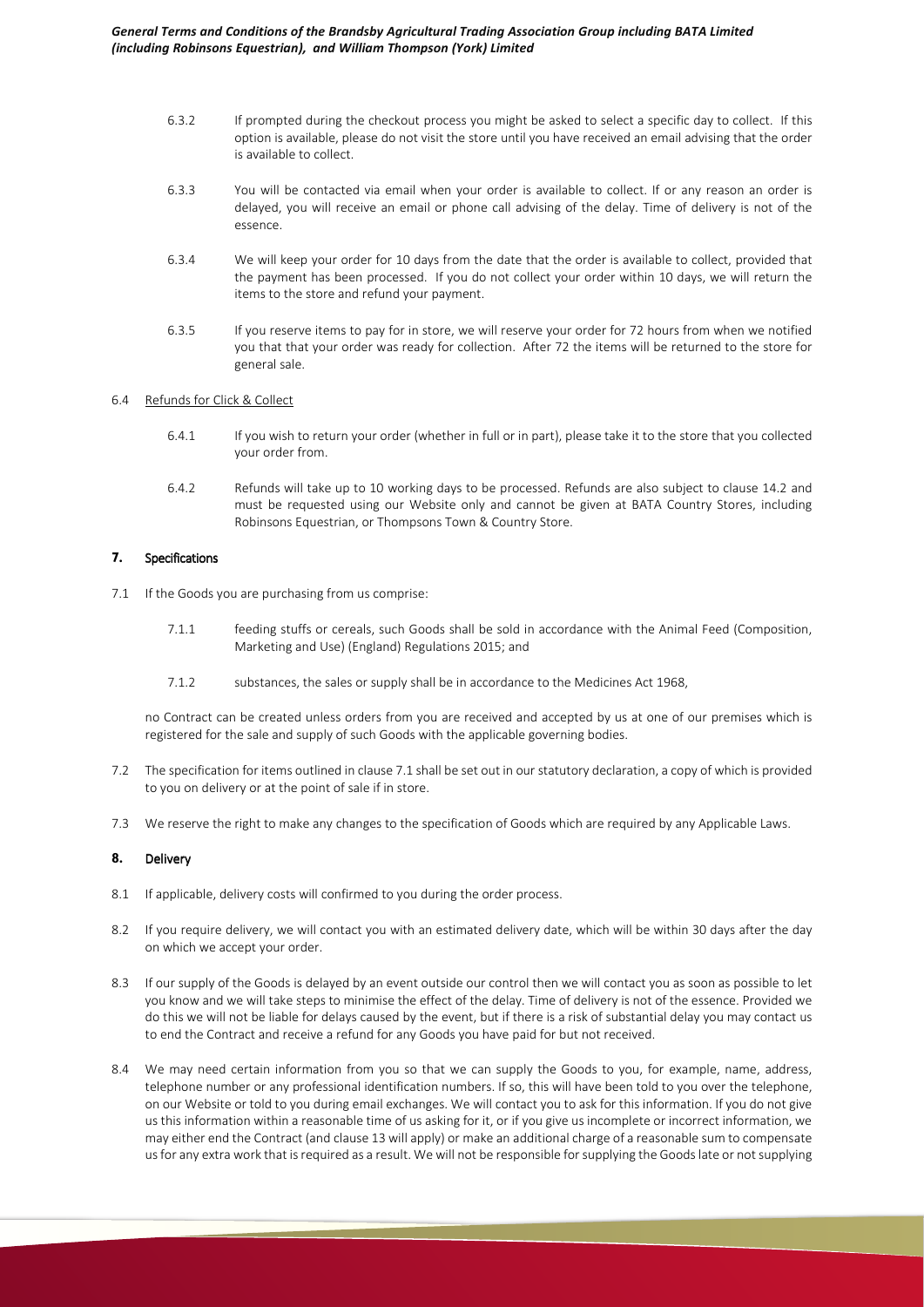6.3.2 If prompted during the checkout process you might be asked to select a specific day to collect. If this option is available, please do not visit the store until you have received an email advising that the order is available to collect.

6.3.3 You will be contacted via email when your order is available to collect. If or any reason an order is delayed, you will receive an email or phone call advising of the delay. Time of delivery is not of the essence.

6.3.4 We will keep your order for 10 days from the date that the order is available to collect, provided that the payment has been processed. If you do not collect your order within 10 days, we will return the items to the store and refund your payment.

6.3.5 If you reserve items to pay for in store, we will reserve your order for 72 hours from when we notified you that that your order was ready for collection. After 72 the items will be returned to the store for general sale.

6.4 Refunds for Click & Collect

6.4.1 If you wish to return your order (whether in full or in part), please take it to the store that you collected your order from.

6.4.2 Refunds will take up to 10 working days to be processed. Refunds are also subject to clause 14.2 and must be requested using our Website only and cannot be given at BATA Country Stores, including Robinsons Equestrian, or Thompsons Town & Country Store.

## 7. Specifications

7.1 If the Goods you are purchasing from us comprise:

7.1.1 feeding stuffs or cereals, such Goods shall be sold in accordance with the Animal Feed (Composition, Marketing and Use) (England) Regulations 2015; and

7.1.2 substances, the sales or supply shall be in accordance to the Medicines Act 1968,

no Contract can be created unless orders from you are received and accepted by us at one of our premises which is registered for the sale and supply of such Goods with the applicable governing bodies.

7.2 The specification for items outlined in clause 7.1 shall be set out in our statutory declaration, a copy of which is provided to you on delivery or at the point of sale if in store.

7.3 We reserve the right to make any changes to the specification of Goods which are required by any Applicable Laws.

## 8. Delivery

8.1 If applicable, delivery costs will confirmed to you during the order process.

8.2 If you require delivery, we will contact you with an estimated delivery date, which will be within 30 days after the day on which we accept your order.

8.3 If our supply of the Goods is delayed by an event outside our control then we will contact you as soon as possible to let you know and we will take steps to minimise the effect of the delay. Time of delivery is not of the essence. Provided we do this we will not be liable for delays caused by the event, but if there is a risk of substantial delay you may contact us to end the Contract and receive a refund for any Goods you have paid for but not received.

8.4 We may need certain information from you so that we can supply the Goods to you, for example, name, address, telephone number or any professional identification numbers. If so, this will have been told to you over the telephone, on our Website or told to you during email exchanges. We will contact you to ask for this information. If you do not give us this information within a reasonable time of us asking for it, or if you give us incomplete or incorrect information, we may either end the Contract (and clause 13 will apply) or make an additional charge of a reasonable sum to compensate us for any extra work that is required as a result. We will not be responsible for supplying the Goods late or not supplying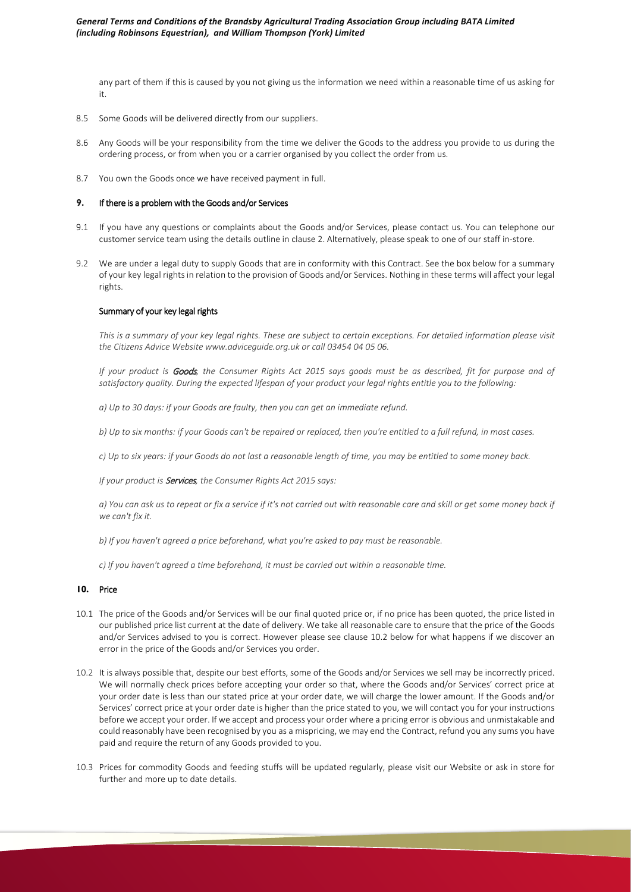any part of them if this is caused by you not giving us the information we need within a reasonable time of us asking for it.

8.5 Some Goods will be delivered directly from our suppliers.

8.6 Any Goods will be your responsibility from the time we deliver the Goods to the address you provide to us during the ordering process, or from when you or a carrier organised by you collect the order from us.

8.7 You own the Goods once we have received payment in full.

## 9. If there is a problem with the Goods and/or Services

9.1 If you have any questions or complaints about the Goods and/or Services, please contact us. You can telephone our customer service team using the details outline in clause 2. Alternatively, please speak to one of our staff in-store.

9.2 We are under a legal duty to supply Goods that are in conformity with this Contract. See the box below for a summary of your key legal rights in relation to the provision of Goods and/or Services. Nothing in these terms will affect your legal rights.

### Summary of your key legal rights

*This is a summary of your key legal rights. These are subject to certain exceptions. For detailed information please visit the Citizens Advice Website www.adviceguide.org.uk or call 03454 04 05 06.*

*If your product is **Goods**, the Consumer Rights Act 2015 says goods must be as described, fit for purpose and of satisfactory quality. During the expected lifespan of your product your legal rights entitle you to the following:*

*a) Up to 30 days: if your Goods are faulty, then you can get an immediate refund.*

*b) Up to six months: if your Goods can't be repaired or replaced, then you're entitled to a full refund, in most cases.*

*c) Up to six years: if your Goods do not last a reasonable length of time, you may be entitled to some money back.*

*If your product is **Services**, the Consumer Rights Act 2015 says:*

*a) You can ask us to repeat or fix a service if it's not carried out with reasonable care and skill or get some money back if we can't fix it.*

*b) If you haven't agreed a price beforehand, what you're asked to pay must be reasonable.*

*c) If you haven't agreed a time beforehand, it must be carried out within a reasonable time.*

## 10. Price

10.1 The price of the Goods and/or Services will be our final quoted price or, if no price has been quoted, the price listed in our published price list current at the date of delivery. We take all reasonable care to ensure that the price of the Goods and/or Services advised to you is correct. However please see clause 10.2 below for what happens if we discover an error in the price of the Goods and/or Services you order.

10.2 It is always possible that, despite our best efforts, some of the Goods and/or Services we sell may be incorrectly priced. We will normally check prices before accepting your order so that, where the Goods and/or Services' correct price at your order date is less than our stated price at your order date, we will charge the lower amount. If the Goods and/or Services' correct price at your order date is higher than the price stated to you, we will contact you for your instructions before we accept your order. If we accept and process your order where a pricing error is obvious and unmistakable and could reasonably have been recognised by you as a mispricing, we may end the Contract, refund you any sums you have paid and require the return of any Goods provided to you.

10.3 Prices for commodity Goods and feeding stuffs will be updated regularly, please visit our Website or ask in store for further and more up to date details.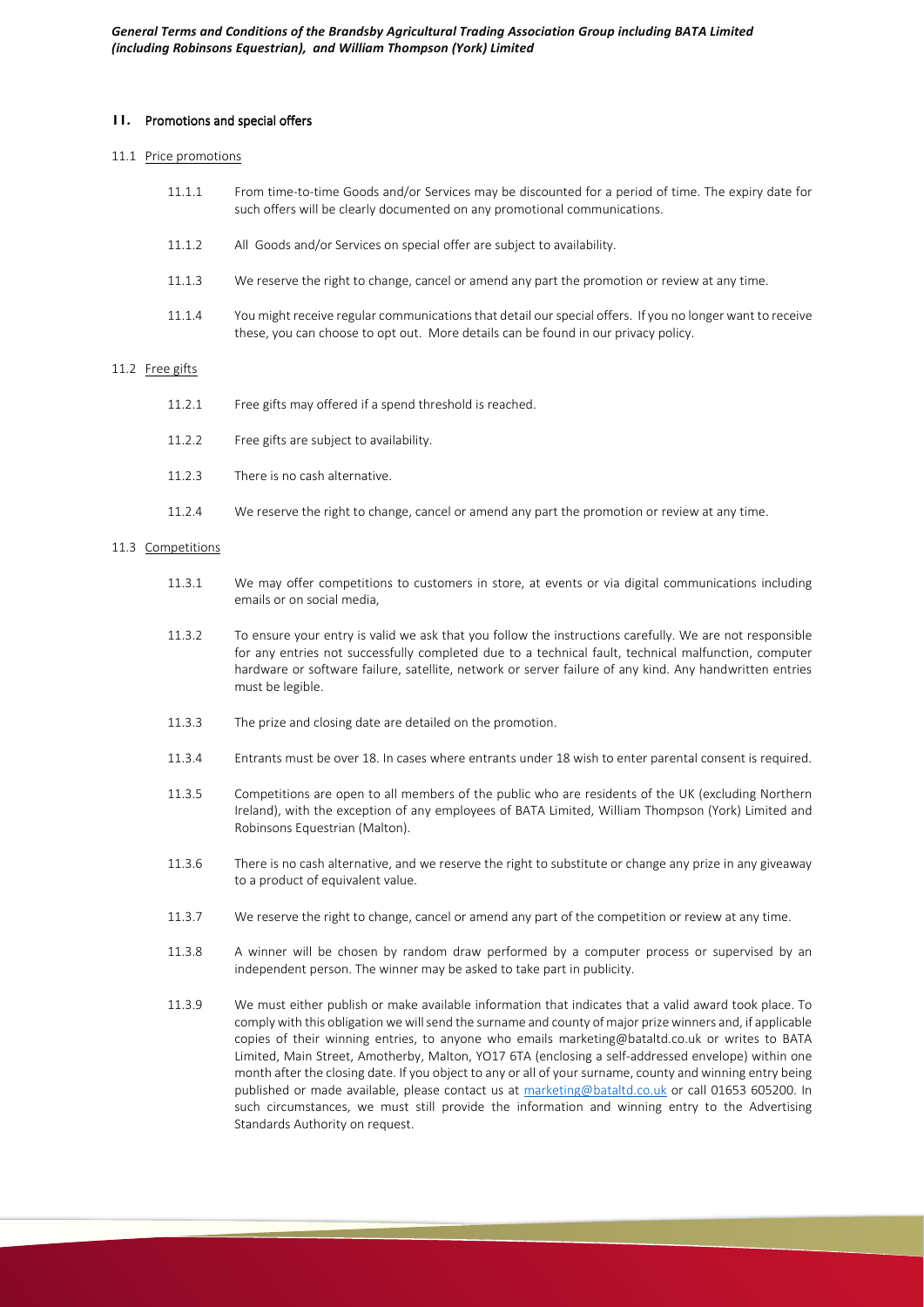## 11. Promotions and special offers

### 11.1 Price promotions

11.1.1 From time-to-time Goods and/or Services may be discounted for a period of time. The expiry date for such offers will be clearly documented on any promotional communications.

11.1.2 All Goods and/or Services on special offer are subject to availability.

11.1.3 We reserve the right to change, cancel or amend any part the promotion or review at any time.

11.1.4 You might receive regular communications that detail our special offers. If you no longer want to receive these, you can choose to opt out. More details can be found in our privacy policy.

### 11.2 Free gifts

11.2.1 Free gifts may offered if a spend threshold is reached.

11.2.2 Free gifts are subject to availability.

11.2.3 There is no cash alternative.

11.2.4 We reserve the right to change, cancel or amend any part the promotion or review at any time.

### 11.3 Competitions

11.3.1 We may offer competitions to customers in store, at events or via digital communications including emails or on social media,

11.3.2 To ensure your entry is valid we ask that you follow the instructions carefully. We are not responsible for any entries not successfully completed due to a technical fault, technical malfunction, computer hardware or software failure, satellite, network or server failure of any kind. Any handwritten entries must be legible.

11.3.3 The prize and closing date are detailed on the promotion.

11.3.4 Entrants must be over 18. In cases where entrants under 18 wish to enter parental consent is required.

11.3.5 Competitions are open to all members of the public who are residents of the UK (excluding Northern Ireland), with the exception of any employees of BATA Limited, William Thompson (York) Limited and Robinsons Equestrian (Malton).

11.3.6 There is no cash alternative, and we reserve the right to substitute or change any prize in any giveaway to a product of equivalent value.

11.3.7 We reserve the right to change, cancel or amend any part of the competition or review at any time.

11.3.8 A winner will be chosen by random draw performed by a computer process or supervised by an independent person. The winner may be asked to take part in publicity.

11.3.9 We must either publish or make available information that indicates that a valid award took place. To comply with this obligation we will send the surname and county of major prize winners and, if applicable copies of their winning entries, to anyone who emails marketing@bataltd.co.uk or writes to BATA Limited, Main Street, Amotherby, Malton, YO17 6TA (enclosing a self-addressed envelope) within one month after the closing date. If you object to any or all of your surname, county and winning entry being published or made available, please contact us at marketing@bataltd.co.uk or call 01653 605200. In such circumstances, we must still provide the information and winning entry to the Advertising Standards Authority on request.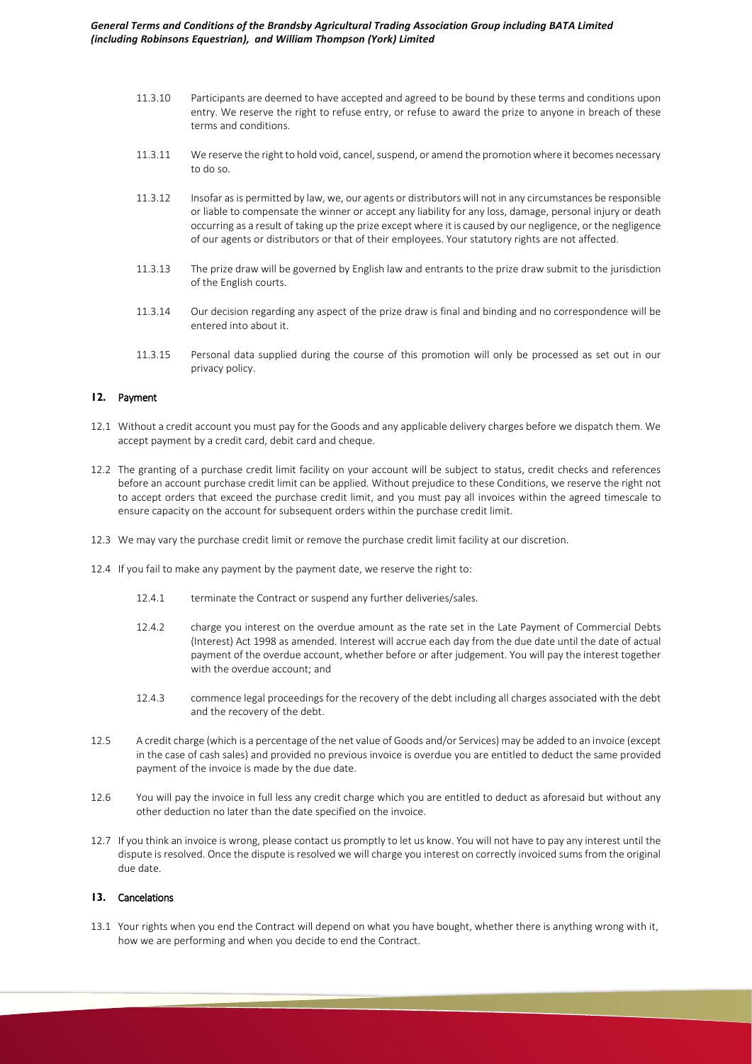11.3.10 Participants are deemed to have accepted and agreed to be bound by these terms and conditions upon entry. We reserve the right to refuse entry, or refuse to award the prize to anyone in breach of these terms and conditions.

11.3.11 We reserve the right to hold void, cancel, suspend, or amend the promotion where it becomes necessary to do so.

11.3.12 Insofar as is permitted by law, we, our agents or distributors will not in any circumstances be responsible or liable to compensate the winner or accept any liability for any loss, damage, personal injury or death occurring as a result of taking up the prize except where it is caused by our negligence, or the negligence of our agents or distributors or that of their employees. Your statutory rights are not affected.

11.3.13 The prize draw will be governed by English law and entrants to the prize draw submit to the jurisdiction of the English courts.

11.3.14 Our decision regarding any aspect of the prize draw is final and binding and no correspondence will be entered into about it.

11.3.15 Personal data supplied during the course of this promotion will only be processed as set out in our privacy policy.

## 12. Payment

12.1 Without a credit account you must pay for the Goods and any applicable delivery charges before we dispatch them. We accept payment by a credit card, debit card and cheque.

12.2 The granting of a purchase credit limit facility on your account will be subject to status, credit checks and references before an account purchase credit limit can be applied. Without prejudice to these Conditions, we reserve the right not to accept orders that exceed the purchase credit limit, and you must pay all invoices within the agreed timescale to ensure capacity on the account for subsequent orders within the purchase credit limit.

12.3 We may vary the purchase credit limit or remove the purchase credit limit facility at our discretion.

12.4 If you fail to make any payment by the payment date, we reserve the right to:

12.4.1 terminate the Contract or suspend any further deliveries/sales.

12.4.2 charge you interest on the overdue amount as the rate set in the Late Payment of Commercial Debts (Interest) Act 1998 as amended. Interest will accrue each day from the due date until the date of actual payment of the overdue account, whether before or after judgement. You will pay the interest together with the overdue account; and

12.4.3 commence legal proceedings for the recovery of the debt including all charges associated with the debt and the recovery of the debt.

12.5 A credit charge (which is a percentage of the net value of Goods and/or Services) may be added to an invoice (except in the case of cash sales) and provided no previous invoice is overdue you are entitled to deduct the same provided payment of the invoice is made by the due date.

12.6 You will pay the invoice in full less any credit charge which you are entitled to deduct as aforesaid but without any other deduction no later than the date specified on the invoice.

12.7 If you think an invoice is wrong, please contact us promptly to let us know. You will not have to pay any interest until the dispute is resolved. Once the dispute is resolved we will charge you interest on correctly invoiced sums from the original due date.

## 13. Cancelations

13.1 Your rights when you end the Contract will depend on what you have bought, whether there is anything wrong with it, how we are performing and when you decide to end the Contract.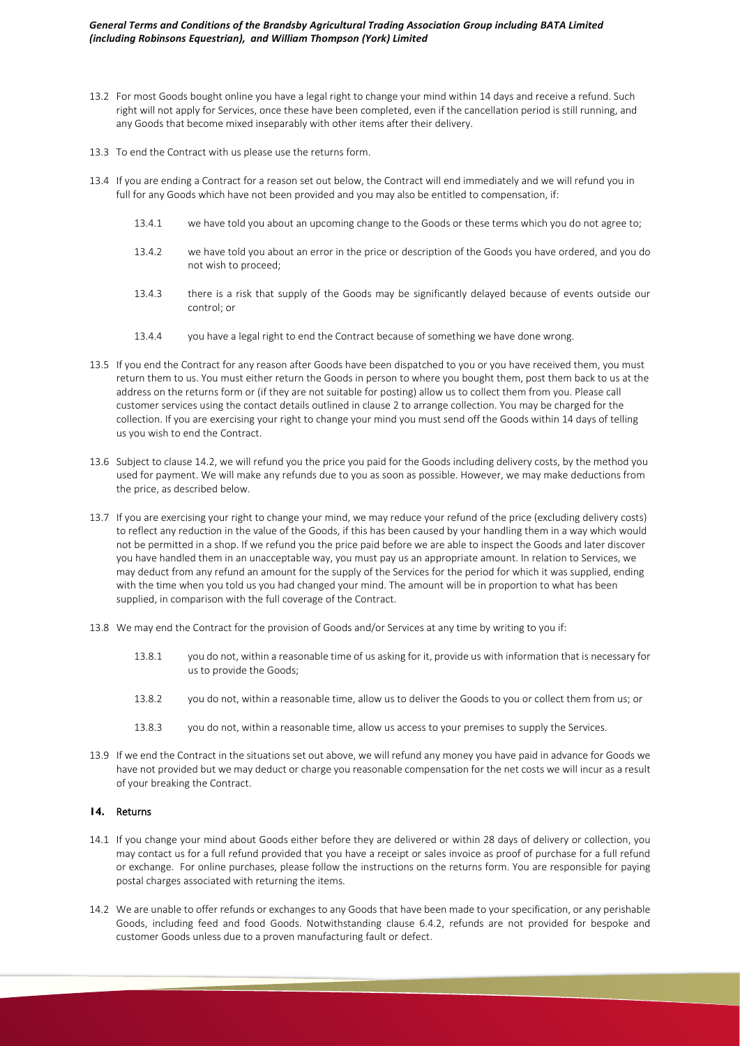13.2 For most Goods bought online you have a legal right to change your mind within 14 days and receive a refund. Such right will not apply for Services, once these have been completed, even if the cancellation period is still running, and any Goods that become mixed inseparably with other items after their delivery.

13.3 To end the Contract with us please use the returns form.

13.4 If you are ending a Contract for a reason set out below, the Contract will end immediately and we will refund you in full for any Goods which have not been provided and you may also be entitled to compensation, if:

13.4.1 we have told you about an upcoming change to the Goods or these terms which you do not agree to;

13.4.2 we have told you about an error in the price or description of the Goods you have ordered, and you do not wish to proceed;

13.4.3 there is a risk that supply of the Goods may be significantly delayed because of events outside our control; or

13.4.4 you have a legal right to end the Contract because of something we have done wrong.

13.5 If you end the Contract for any reason after Goods have been dispatched to you or you have received them, you must return them to us. You must either return the Goods in person to where you bought them, post them back to us at the address on the returns form or (if they are not suitable for posting) allow us to collect them from you. Please call customer services using the contact details outlined in clause 2 to arrange collection. You may be charged for the collection. If you are exercising your right to change your mind you must send off the Goods within 14 days of telling us you wish to end the Contract.

13.6 Subject to clause 14.2, we will refund you the price you paid for the Goods including delivery costs, by the method you used for payment. We will make any refunds due to you as soon as possible. However, we may make deductions from the price, as described below.

13.7 If you are exercising your right to change your mind, we may reduce your refund of the price (excluding delivery costs) to reflect any reduction in the value of the Goods, if this has been caused by your handling them in a way which would not be permitted in a shop. If we refund you the price paid before we are able to inspect the Goods and later discover you have handled them in an unacceptable way, you must pay us an appropriate amount. In relation to Services, we may deduct from any refund an amount for the supply of the Services for the period for which it was supplied, ending with the time when you told us you had changed your mind. The amount will be in proportion to what has been supplied, in comparison with the full coverage of the Contract.

13.8 We may end the Contract for the provision of Goods and/or Services at any time by writing to you if:

13.8.1 you do not, within a reasonable time of us asking for it, provide us with information that is necessary for us to provide the Goods;

13.8.2 you do not, within a reasonable time, allow us to deliver the Goods to you or collect them from us; or

13.8.3 you do not, within a reasonable time, allow us access to your premises to supply the Services.

13.9 If we end the Contract in the situations set out above, we will refund any money you have paid in advance for Goods we have not provided but we may deduct or charge you reasonable compensation for the net costs we will incur as a result of your breaking the Contract.

## 14. Returns

14.1 If you change your mind about Goods either before they are delivered or within 28 days of delivery or collection, you may contact us for a full refund provided that you have a receipt or sales invoice as proof of purchase for a full refund or exchange. For online purchases, please follow the instructions on the returns form. You are responsible for paying postal charges associated with returning the items.

14.2 We are unable to offer refunds or exchanges to any Goods that have been made to your specification, or any perishable Goods, including feed and food Goods. Notwithstanding clause 6.4.2, refunds are not provided for bespoke and customer Goods unless due to a proven manufacturing fault or defect.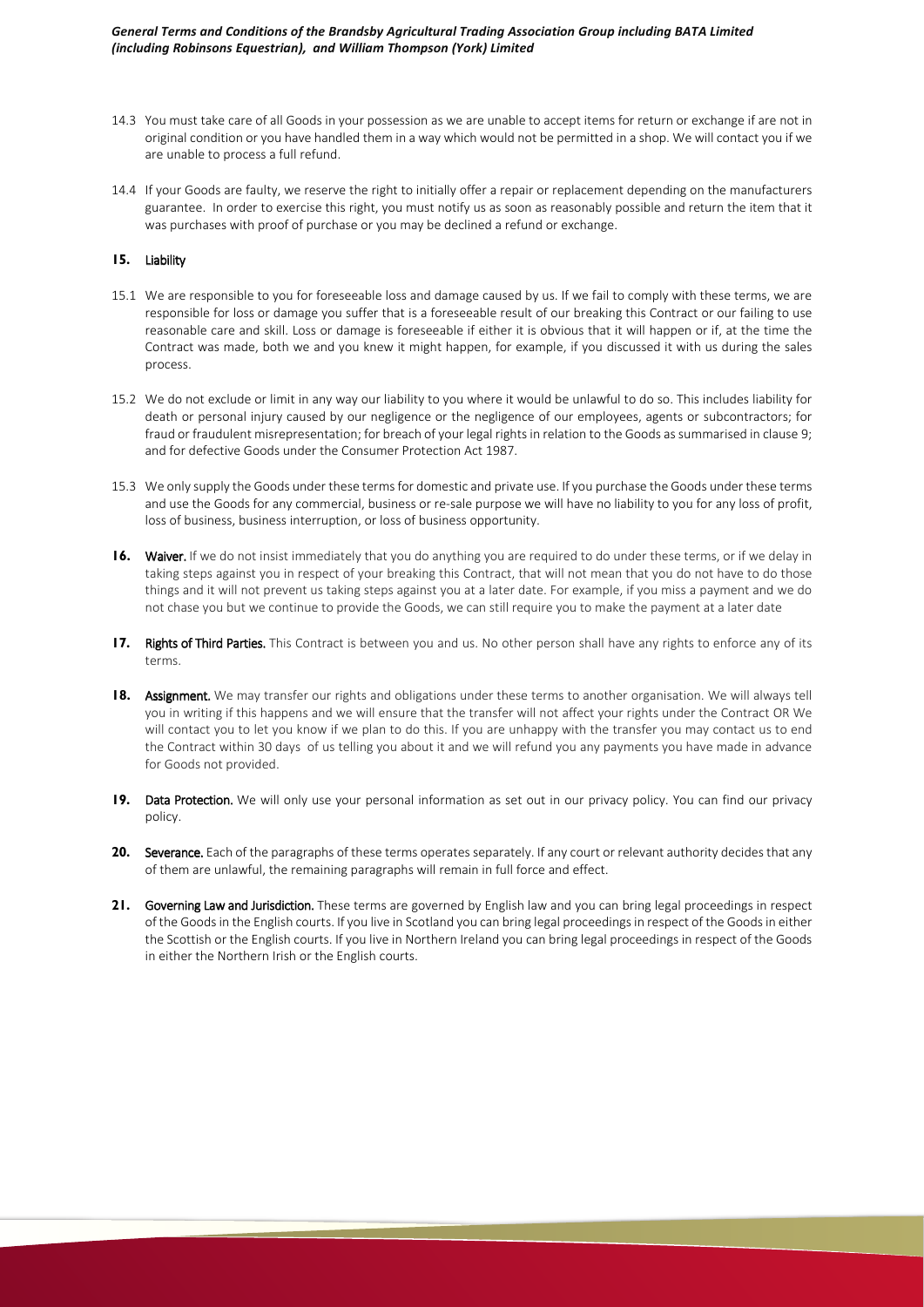14.3 You must take care of all Goods in your possession as we are unable to accept items for return or exchange if are not in original condition or you have handled them in a way which would not be permitted in a shop. We will contact you if we are unable to process a full refund.

14.4 If your Goods are faulty, we reserve the right to initially offer a repair or replacement depending on the manufacturers guarantee. In order to exercise this right, you must notify us as soon as reasonably possible and return the item that it was purchases with proof of purchase or you may be declined a refund or exchange.

## 15. Liability

15.1 We are responsible to you for foreseeable loss and damage caused by us. If we fail to comply with these terms, we are responsible for loss or damage you suffer that is a foreseeable result of our breaking this Contract or our failing to use reasonable care and skill. Loss or damage is foreseeable if either it is obvious that it will happen or if, at the time the Contract was made, both we and you knew it might happen, for example, if you discussed it with us during the sales process.

15.2 We do not exclude or limit in any way our liability to you where it would be unlawful to do so. This includes liability for death or personal injury caused by our negligence or the negligence of our employees, agents or subcontractors; for fraud or fraudulent misrepresentation; for breach of your legal rights in relation to the Goods as summarised in clause 9; and for defective Goods under the Consumer Protection Act 1987.

15.3 We only supply the Goods under these terms for domestic and private use. If you purchase the Goods under these terms and use the Goods for any commercial, business or re-sale purpose we will have no liability to you for any loss of profit, loss of business, business interruption, or loss of business opportunity.

**16. Waiver.** If we do not insist immediately that you do anything you are required to do under these terms, or if we delay in taking steps against you in respect of your breaking this Contract, that will not mean that you do not have to do those things and it will not prevent us taking steps against you at a later date. For example, if you miss a payment and we do not chase you but we continue to provide the Goods, we can still require you to make the payment at a later date

**17. Rights of Third Parties.** This Contract is between you and us. No other person shall have any rights to enforce any of its terms.

**18. Assignment.** We may transfer our rights and obligations under these terms to another organisation. We will always tell you in writing if this happens and we will ensure that the transfer will not affect your rights under the Contract OR We will contact you to let you know if we plan to do this. If you are unhappy with the transfer you may contact us to end the Contract within 30 days of us telling you about it and we will refund you any payments you have made in advance for Goods not provided.

**19. Data Protection.** We will only use your personal information as set out in our privacy policy. You can find our privacy policy.

**20. Severance.** Each of the paragraphs of these terms operates separately. If any court or relevant authority decides that any of them are unlawful, the remaining paragraphs will remain in full force and effect.

**21. Governing Law and Jurisdiction.** These terms are governed by English law and you can bring legal proceedings in respect of the Goods in the English courts. If you live in Scotland you can bring legal proceedings in respect of the Goods in either the Scottish or the English courts. If you live in Northern Ireland you can bring legal proceedings in respect of the Goods in either the Northern Irish or the English courts.